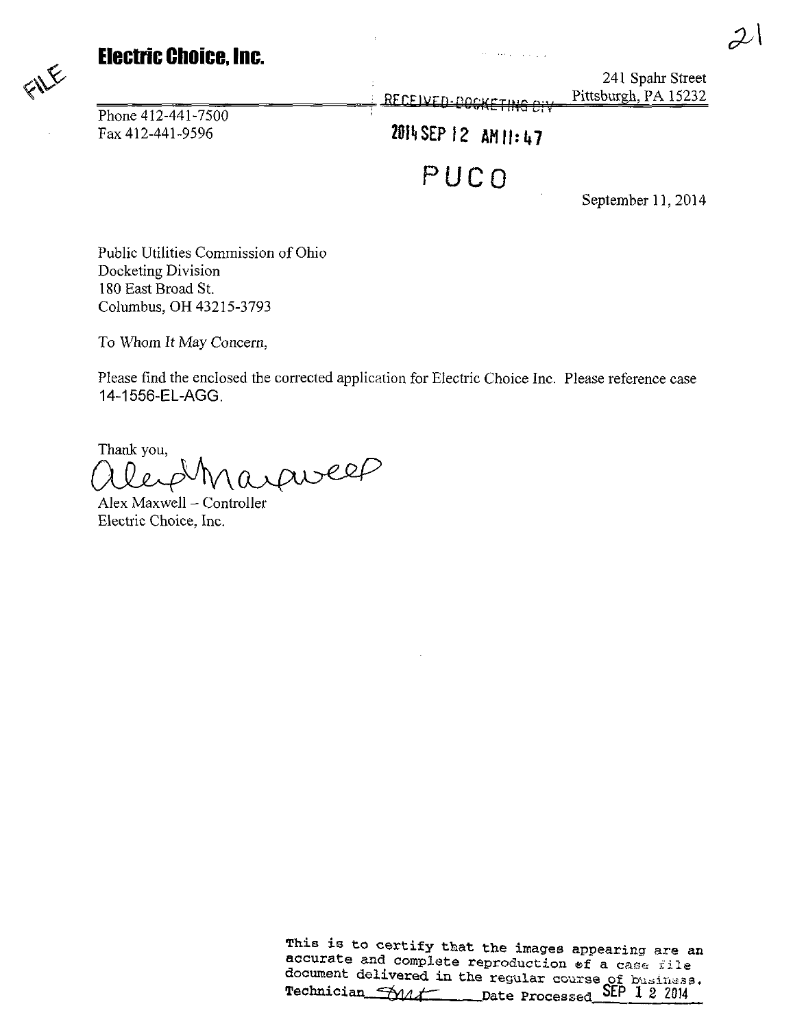# Electric Choice, Inc.

Phone 412-441-7500
Fax 412-441-9596

241 Spahr Street
Pittsburgh, PA 15232

RECEIVED-DOCKETING DIV

2014 SEP 12 AM 11:47

PUCO

September 11, 2014

Public Utilities Commission of Ohio
Docketing Division
180 East Broad St.
Columbus, OH 43215-3793

To Whom It May Concern,

Please find the enclosed the corrected application for Electric Choice Inc. Please reference case 14-1556-EL-AGG.

Thank you,

Alex Maxwell – Controller
Electric Choice, Inc.

This is to certify that the images appearing are an accurate and complete reproduction of a case file document delivered in the regular course of business.
Technician ______ Date Processed SEP 12 2014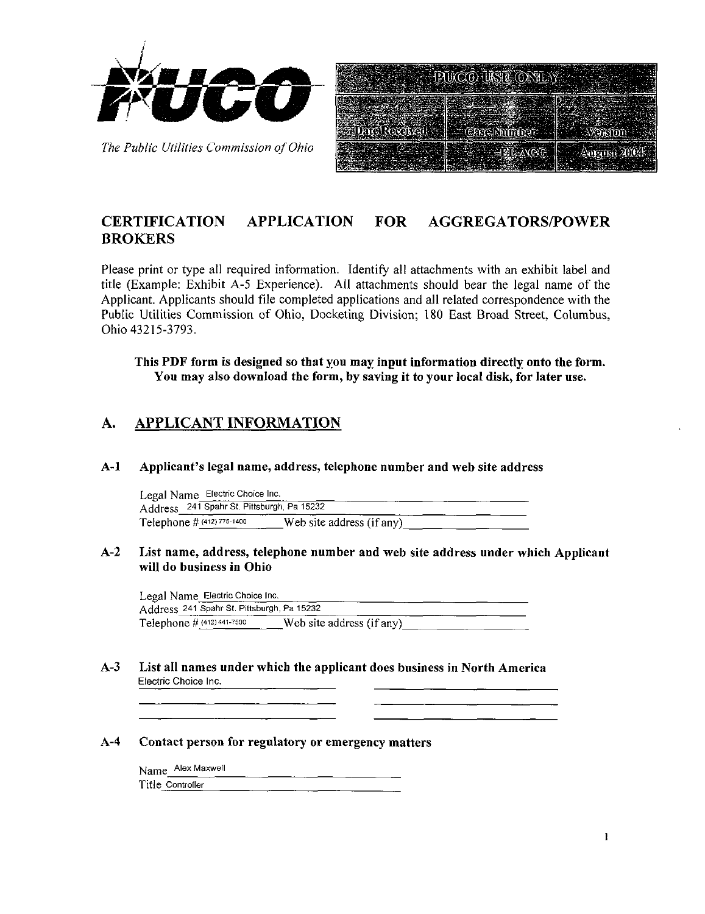The Public Utilities Commission of Ohio

| PUCO USE ONLY | | |
|---|---|---|
| Date Received | Case Number | Version |
| | EL-AGG | August 2004 |

# CERTIFICATION APPLICATION FOR AGGREGATORS/POWER BROKERS

Please print or type all required information. Identify all attachments with an exhibit label and title (Example: Exhibit A-5 Experience). All attachments should bear the legal name of the Applicant. Applicants should file completed applications and all related correspondence with the Public Utilities Commission of Ohio, Docketing Division; 180 East Broad Street, Columbus, Ohio 43215-3793.

**This PDF form is designed so that you may input information directly onto the form. You may also download the form, by saving it to your local disk, for later use.**

## A. APPLICANT INFORMATION

### A-1 Applicant's legal name, address, telephone number and web site address

Legal Name Electric Choice Inc.
Address 241 Spahr St. Pittsburgh, Pa 15232
Telephone # (412) 775-1400 Web site address (if any)

### A-2 List name, address, telephone number and web site address under which Applicant will do business in Ohio

Legal Name Electric Choice Inc.
Address 241 Spahr St. Pittsburgh, Pa 15232
Telephone # (412) 441-7500 Web site address (if any)

### A-3 List all names under which the applicant does business in North America

Electric Choice Inc.

### A-4 Contact person for regulatory or emergency matters

Name Alex Maxwell
Title Controller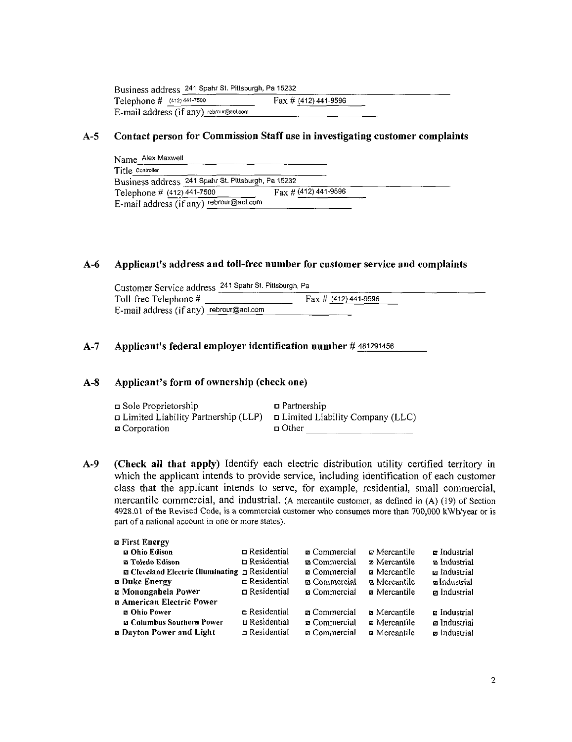Business address 241 Spahr St. Pittsburgh, Pa 15232
Telephone # (412) 441-7500 Fax # (412) 441-9596
E-mail address (if any) rebrour@aol.com

## A-5 Contact person for Commission Staff use in investigating customer complaints

Name Alex Maxwell
Title Controller
Business address 241 Spahr St. Pittsburgh, Pa 15232
Telephone # (412) 441-7500 Fax # (412) 441-9596
E-mail address (if any) rebrour@aol.com

## A-6 Applicant's address and toll-free number for customer service and complaints

Customer Service address 241 Spahr St. Pittsburgh, Pa
Toll-free Telephone # \_\_\_\_\_\_\_\_ Fax # (412) 441-9596
E-mail address (if any) rebrour@aol.com

## A-7 Applicant's federal employer identification number # 481291456

## A-8 Applicant's form of ownership (check one)

| | |
|---|---|
| ☐ Sole Proprietorship | ☐ Partnership |
| ☐ Limited Liability Partnership (LLP) | ☐ Limited Liability Company (LLC) |
| ☒ Corporation | ☐ Other \_\_\_\_\_\_\_\_ |

**A-9 (Check all that apply)** Identify each electric distribution utility certified territory in which the applicant intends to provide service, including identification of each customer class that the applicant intends to serve, for example, residential, small commercial, mercantile commercial, and industrial. (A mercantile customer, as defined in (A) (19) of Section 4928.01 of the Revised Code, is a commercial customer who consumes more than 700,000 kWh/year or is part of a national account in one or more states).

| | | | | |
|---|---|---|---|---|
| ☒ **First Energy** | | | | |
| ☒ **Ohio Edison** | ☐ Residential | ☒ Commercial | ☒ Mercantile | ☒ Industrial |
| ☒ **Toledo Edison** | ☐ Residential | ☒ Commercial | ☒ Mercantile | ☒ Industrial |
| ☒ **Cleveland Electric Illuminating** | ☐ Residential | ☒ Commercial | ☒ Mercantile | ☒ Industrial |
| ☒ **Duke Energy** | ☐ Residential | ☒ Commercial | ☒ Mercantile | ☒ Industrial |
| ☒ **Monongahela Power** | ☐ Residential | ☒ Commercial | ☒ Mercantile | ☒ Industrial |
| ☒ **American Electric Power** | | | | |
| ☒ **Ohio Power** | ☐ Residential | ☒ Commercial | ☒ Mercantile | ☒ Industrial |
| ☒ **Columbus Southern Power** | ☐ Residential | ☒ Commercial | ☒ Mercantile | ☒ Industrial |
| ☒ **Dayton Power and Light** | ☐ Residential | ☒ Commercial | ☒ Mercantile | ☒ Industrial |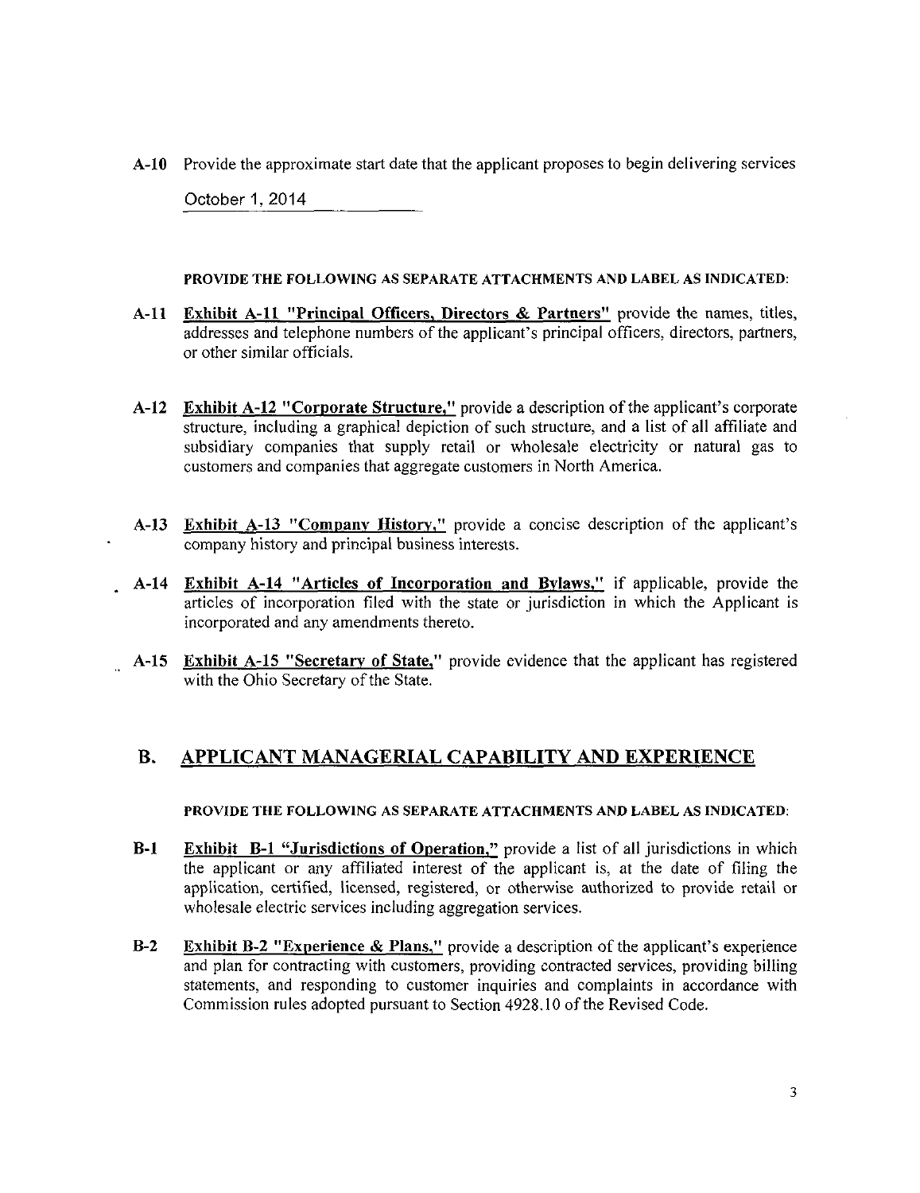**A-10** Provide the approximate start date that the applicant proposes to begin delivering services

October 1, 2014

**PROVIDE THE FOLLOWING AS SEPARATE ATTACHMENTS AND LABEL AS INDICATED:**

**A-11** **Exhibit A-11 "Principal Officers, Directors & Partners"** provide the names, titles, addresses and telephone numbers of the applicant's principal officers, directors, partners, or other similar officials.

**A-12** **Exhibit A-12 "Corporate Structure,"** provide a description of the applicant's corporate structure, including a graphical depiction of such structure, and a list of all affiliate and subsidiary companies that supply retail or wholesale electricity or natural gas to customers and companies that aggregate customers in North America.

**A-13** **Exhibit A-13 "Company History,"** provide a concise description of the applicant's company history and principal business interests.

**A-14** **Exhibit A-14 "Articles of Incorporation and Bylaws,"** if applicable, provide the articles of incorporation filed with the state or jurisdiction in which the Applicant is incorporated and any amendments thereto.

**A-15** **Exhibit A-15 "Secretary of State,"** provide evidence that the applicant has registered with the Ohio Secretary of the State.

## B. APPLICANT MANAGERIAL CAPABILITY AND EXPERIENCE

**PROVIDE THE FOLLOWING AS SEPARATE ATTACHMENTS AND LABEL AS INDICATED:**

**B-1** **Exhibit B-1 "Jurisdictions of Operation,"** provide a list of all jurisdictions in which the applicant or any affiliated interest of the applicant is, at the date of filing the application, certified, licensed, registered, or otherwise authorized to provide retail or wholesale electric services including aggregation services.

**B-2** **Exhibit B-2 "Experience & Plans,"** provide a description of the applicant's experience and plan for contracting with customers, providing contracted services, providing billing statements, and responding to customer inquiries and complaints in accordance with Commission rules adopted pursuant to Section 4928.10 of the Revised Code.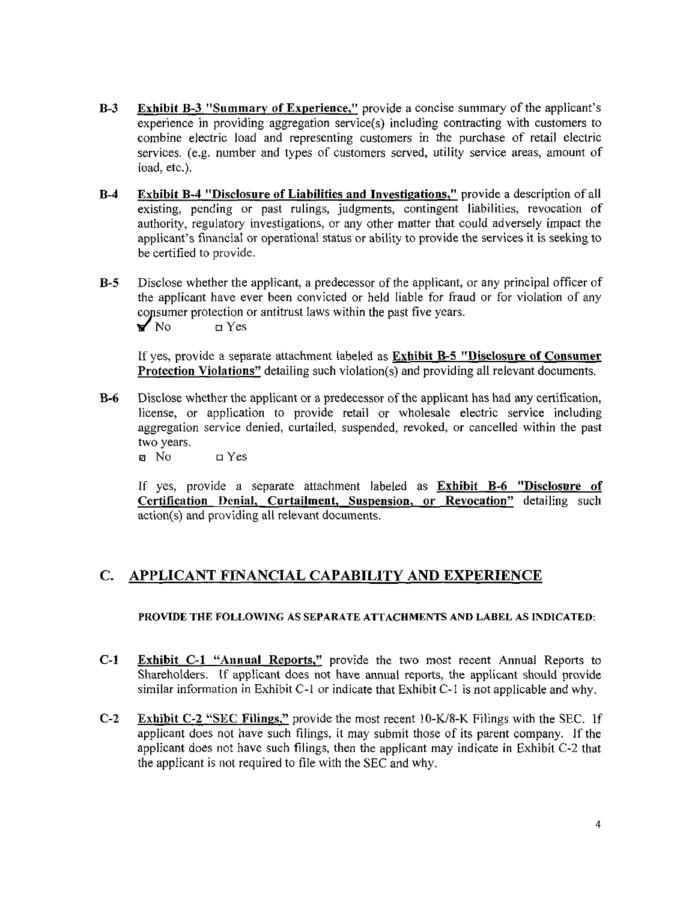**B-3** **Exhibit B-3 "Summary of Experience,"** provide a concise summary of the applicant's experience in providing aggregation service(s) including contracting with customers to combine electric load and representing customers in the purchase of retail electric services. (e.g. number and types of customers served, utility service areas, amount of load, etc.).

**B-4** **Exhibit B-4 "Disclosure of Liabilities and Investigations,"** provide a description of all existing, pending or past rulings, judgments, contingent liabilities, revocation of authority, regulatory investigations, or any other matter that could adversely impact the applicant's financial or operational status or ability to provide the services it is seeking to be certified to provide.

**B-5** Disclose whether the applicant, a predecessor of the applicant, or any principal officer of the applicant have ever been convicted or held liable for fraud or for violation of any consumer protection or antitrust laws within the past five years.

☑ No ☐ Yes

If yes, provide a separate attachment labeled as **Exhibit B-5 "Disclosure of Consumer Protection Violations"** detailing such violation(s) and providing all relevant documents.

**B-6** Disclose whether the applicant or a predecessor of the applicant has had any certification, license, or application to provide retail or wholesale electric service including aggregation service denied, curtailed, suspended, revoked, or cancelled within the past two years.

☑ No ☐ Yes

If yes, provide a separate attachment labeled as **Exhibit B-6 "Disclosure of Certification Denial, Curtailment, Suspension, or Revocation"** detailing such action(s) and providing all relevant documents.

## C. APPLICANT FINANCIAL CAPABILITY AND EXPERIENCE

**PROVIDE THE FOLLOWING AS SEPARATE ATTACHMENTS AND LABEL AS INDICATED:**

**C-1** **Exhibit C-1 "Annual Reports,"** provide the two most recent Annual Reports to Shareholders. If applicant does not have annual reports, the applicant should provide similar information in Exhibit C-1 or indicate that Exhibit C-1 is not applicable and why.

**C-2** **Exhibit C-2 "SEC Filings,"** provide the most recent 10-K/8-K Filings with the SEC. If applicant does not have such filings, it may submit those of its parent company. If the applicant does not have such filings, then the applicant may indicate in Exhibit C-2 that the applicant is not required to file with the SEC and why.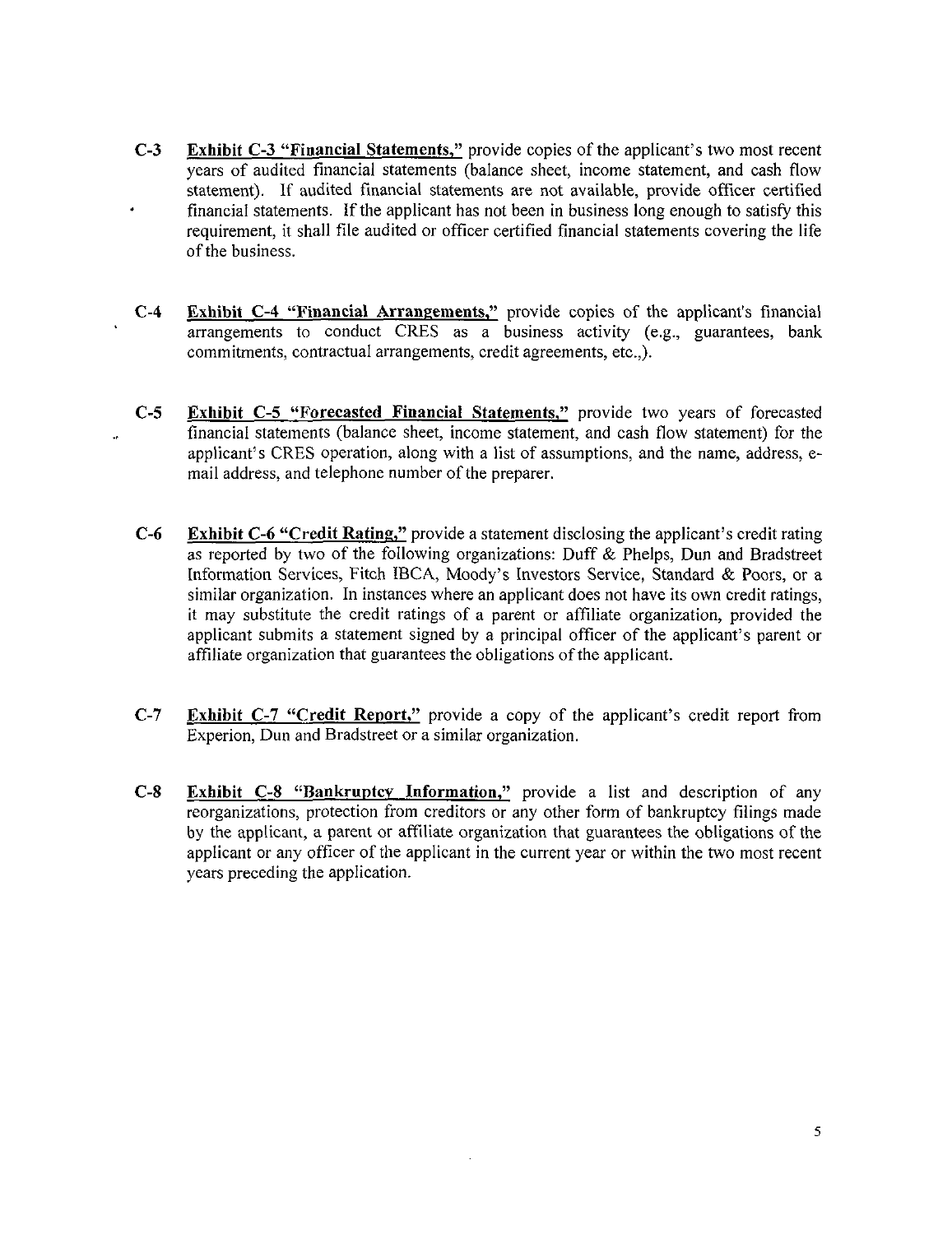**C-3** **Exhibit C-3 "Financial Statements,"** provide copies of the applicant's two most recent years of audited financial statements (balance sheet, income statement, and cash flow statement). If audited financial statements are not available, provide officer certified financial statements. If the applicant has not been in business long enough to satisfy this requirement, it shall file audited or officer certified financial statements covering the life of the business.

**C-4** **Exhibit C-4 "Financial Arrangements,"** provide copies of the applicant's financial arrangements to conduct CRES as a business activity (e.g., guarantees, bank commitments, contractual arrangements, credit agreements, etc.,).

**C-5** **Exhibit C-5 "Forecasted Financial Statements,"** provide two years of forecasted financial statements (balance sheet, income statement, and cash flow statement) for the applicant's CRES operation, along with a list of assumptions, and the name, address, e-mail address, and telephone number of the preparer.

**C-6** **Exhibit C-6 "Credit Rating,"** provide a statement disclosing the applicant's credit rating as reported by two of the following organizations: Duff & Phelps, Dun and Bradstreet Information Services, Fitch IBCA, Moody's Investors Service, Standard & Poors, or a similar organization. In instances where an applicant does not have its own credit ratings, it may substitute the credit ratings of a parent or affiliate organization, provided the applicant submits a statement signed by a principal officer of the applicant's parent or affiliate organization that guarantees the obligations of the applicant.

**C-7** **Exhibit C-7 "Credit Report,"** provide a copy of the applicant's credit report from Experion, Dun and Bradstreet or a similar organization.

**C-8** **Exhibit C-8 "Bankruptcy Information,"** provide a list and description of any reorganizations, protection from creditors or any other form of bankruptcy filings made by the applicant, a parent or affiliate organization that guarantees the obligations of the applicant or any officer of the applicant in the current year or within the two most recent years preceding the application.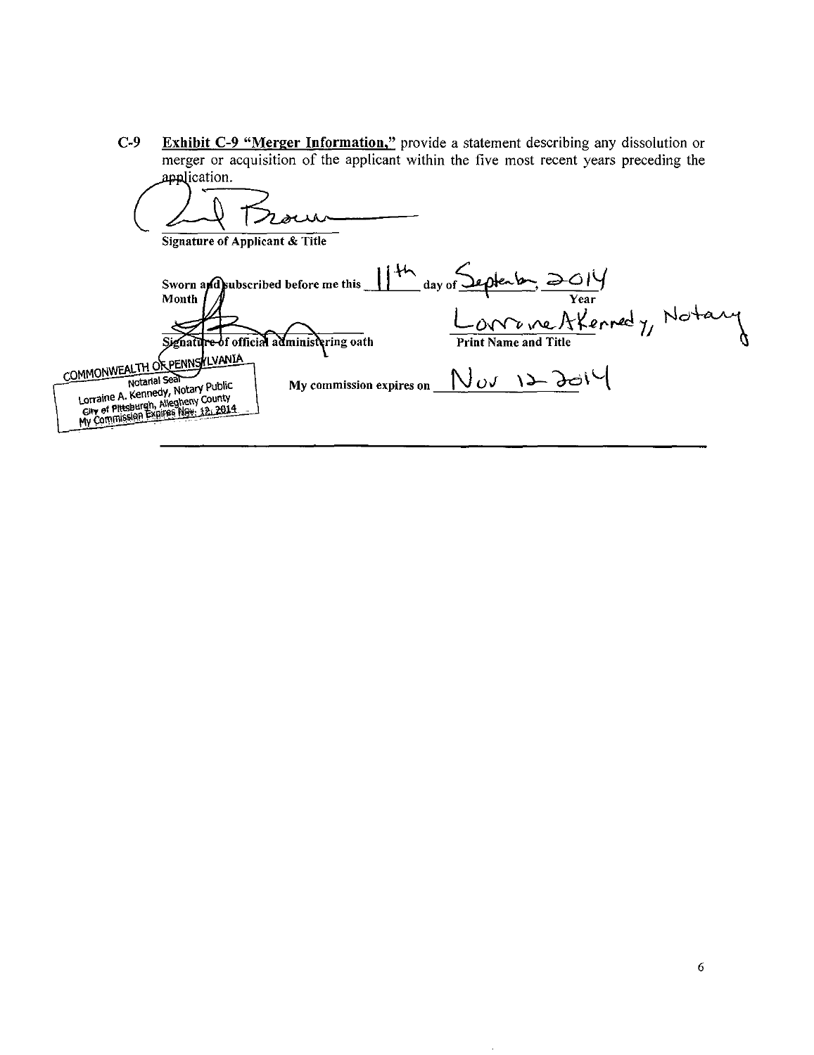**C-9** **Exhibit C-9 "Merger Information,"** provide a statement describing any dissolution or merger or acquisition of the applicant within the five most recent years preceding the application.

Signature of Applicant & Title

Sworn and subscribed before me this 11th day of September, 2014
Month Year

Signature of official administering oath

Lorraine A Kennedy, Notary
Print Name and Title

COMMONWEALTH OF PENNSYLVANIA
Notarial Seal
Lorraine A. Kennedy, Notary Public
City of Pittsburgh, Allegheny County
My Commission Expires Nov. 12, 2014

My commission expires on Nov 12 2014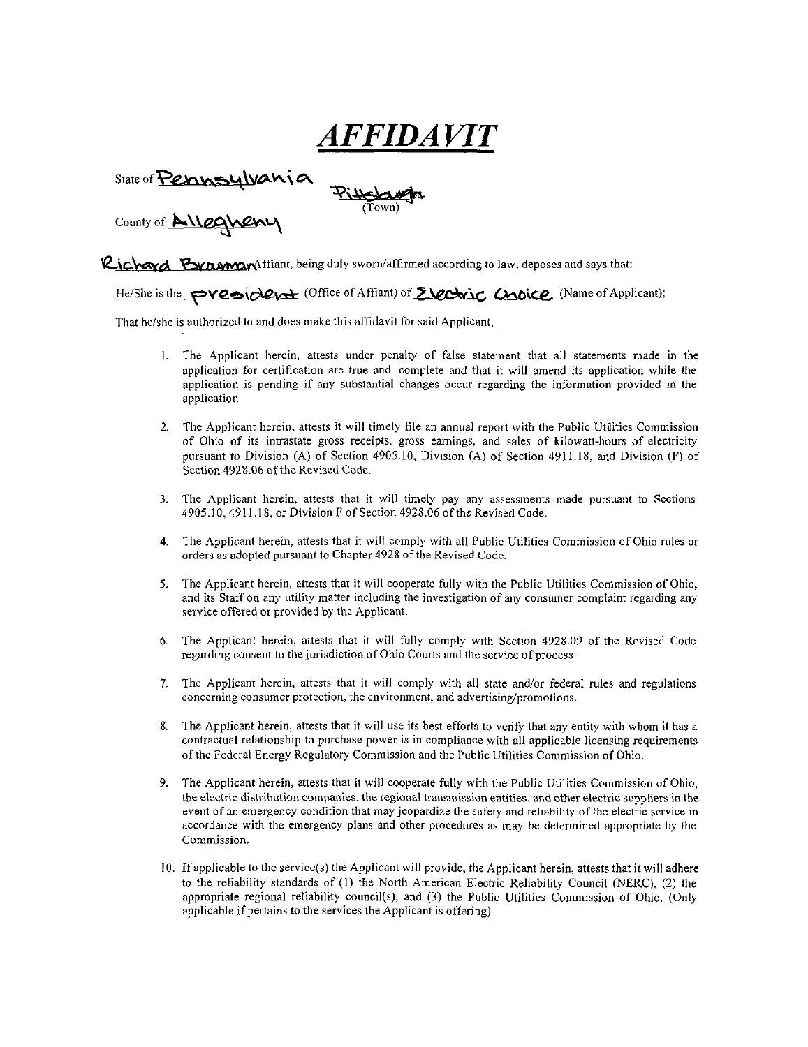# *AFFIDAVIT*

State of Pennsylvania

Pittsburgh (Town)

County of Allegheny

Richard Brauman Affiant, being duly sworn/affirmed according to law, deposes and says that:

He/She is the president (Office of Affiant) of Electric Choice (Name of Applicant);

That he/she is authorized to and does make this affidavit for said Applicant,

1. The Applicant herein, attests under penalty of false statement that all statements made in the application for certification are true and complete and that it will amend its application while the application is pending if any substantial changes occur regarding the information provided in the application.

2. The Applicant herein, attests it will timely file an annual report with the Public Utilities Commission of Ohio of its intrastate gross receipts, gross earnings, and sales of kilowatt-hours of electricity pursuant to Division (A) of Section 4905.10, Division (A) of Section 4911.18, and Division (F) of Section 4928.06 of the Revised Code.

3. The Applicant herein, attests that it will timely pay any assessments made pursuant to Sections 4905.10, 4911.18, or Division F of Section 4928.06 of the Revised Code.

4. The Applicant herein, attests that it will comply with all Public Utilities Commission of Ohio rules or orders as adopted pursuant to Chapter 4928 of the Revised Code.

5. The Applicant herein, attests that it will cooperate fully with the Public Utilities Commission of Ohio, and its Staff on any utility matter including the investigation of any consumer complaint regarding any service offered or provided by the Applicant.

6. The Applicant herein, attests that it will fully comply with Section 4928.09 of the Revised Code regarding consent to the jurisdiction of Ohio Courts and the service of process.

7. The Applicant herein, attests that it will comply with all state and/or federal rules and regulations concerning consumer protection, the environment, and advertising/promotions.

8. The Applicant herein, attests that it will use its best efforts to verify that any entity with whom it has a contractual relationship to purchase power is in compliance with all applicable licensing requirements of the Federal Energy Regulatory Commission and the Public Utilities Commission of Ohio.

9. The Applicant herein, attests that it will cooperate fully with the Public Utilities Commission of Ohio, the electric distribution companies, the regional transmission entities, and other electric suppliers in the event of an emergency condition that may jeopardize the safety and reliability of the electric service in accordance with the emergency plans and other procedures as may be determined appropriate by the Commission.

10. If applicable to the service(s) the Applicant will provide, the Applicant herein, attests that it will adhere to the reliability standards of (1) the North American Electric Reliability Council (NERC), (2) the appropriate regional reliability council(s), and (3) the Public Utilities Commission of Ohio. (Only applicable if pertains to the services the Applicant is offering)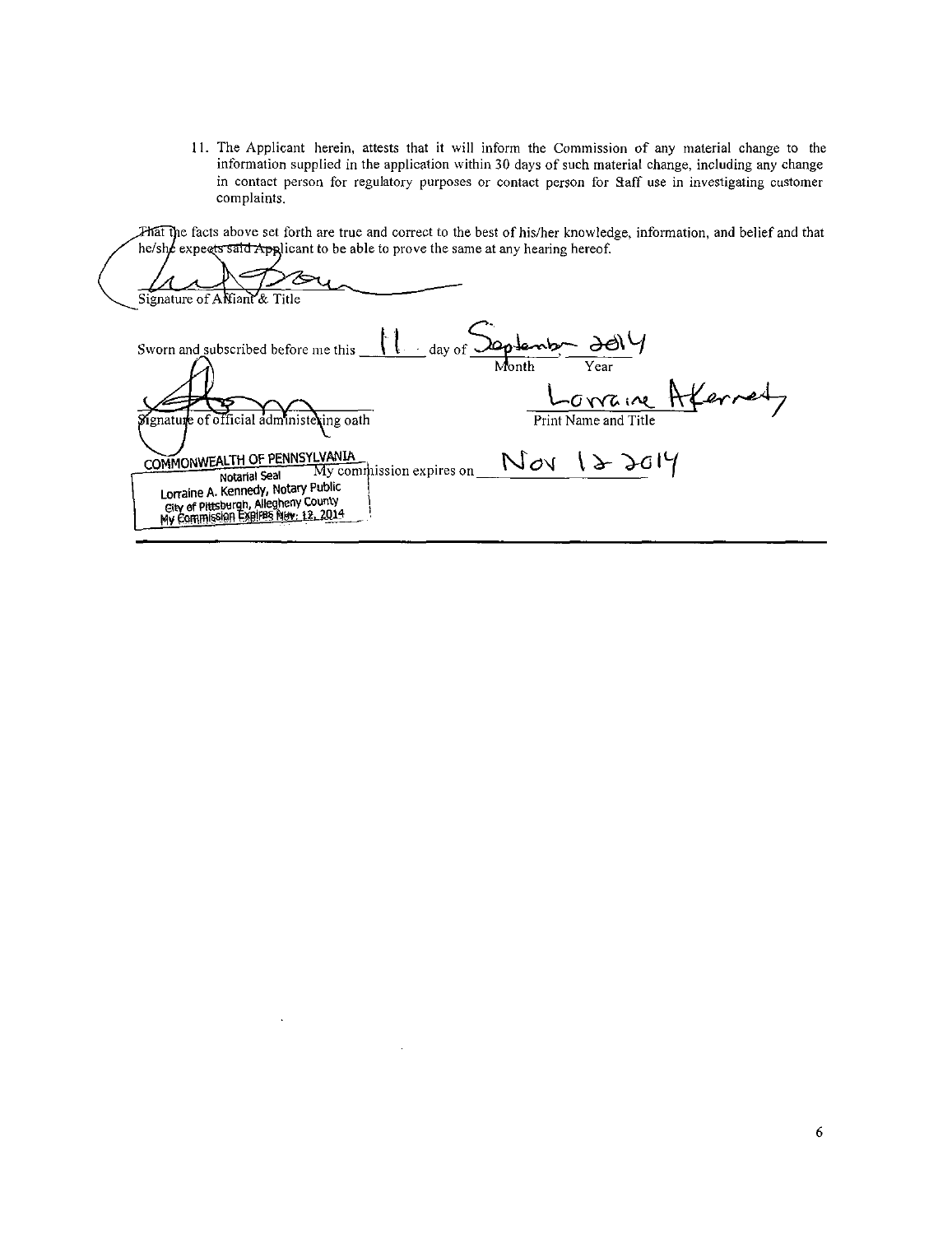11. The Applicant herein, attests that it will inform the Commission of any material change to the information supplied in the application within 30 days of such material change, including any change in contact person for regulatory purposes or contact person for Staff use in investigating customer complaints.

That the facts above set forth are true and correct to the best of his/her knowledge, information, and belief and that he/she expects said Applicant to be able to prove the same at any hearing hereof.

Signature of Affiant & Title

Sworn and subscribed before me this 11 day of September 2014
Month Year

Signature of official administering oath

Lorraine A Kennedy
Print Name and Title

My commission expires on Nov 12 2014

COMMONWEALTH OF PENNSYLVANIA
Notarial Seal
Lorraine A. Kennedy, Notary Public
City of Pittsburgh, Allegheny County
My Commission Expires Nov. 12, 2014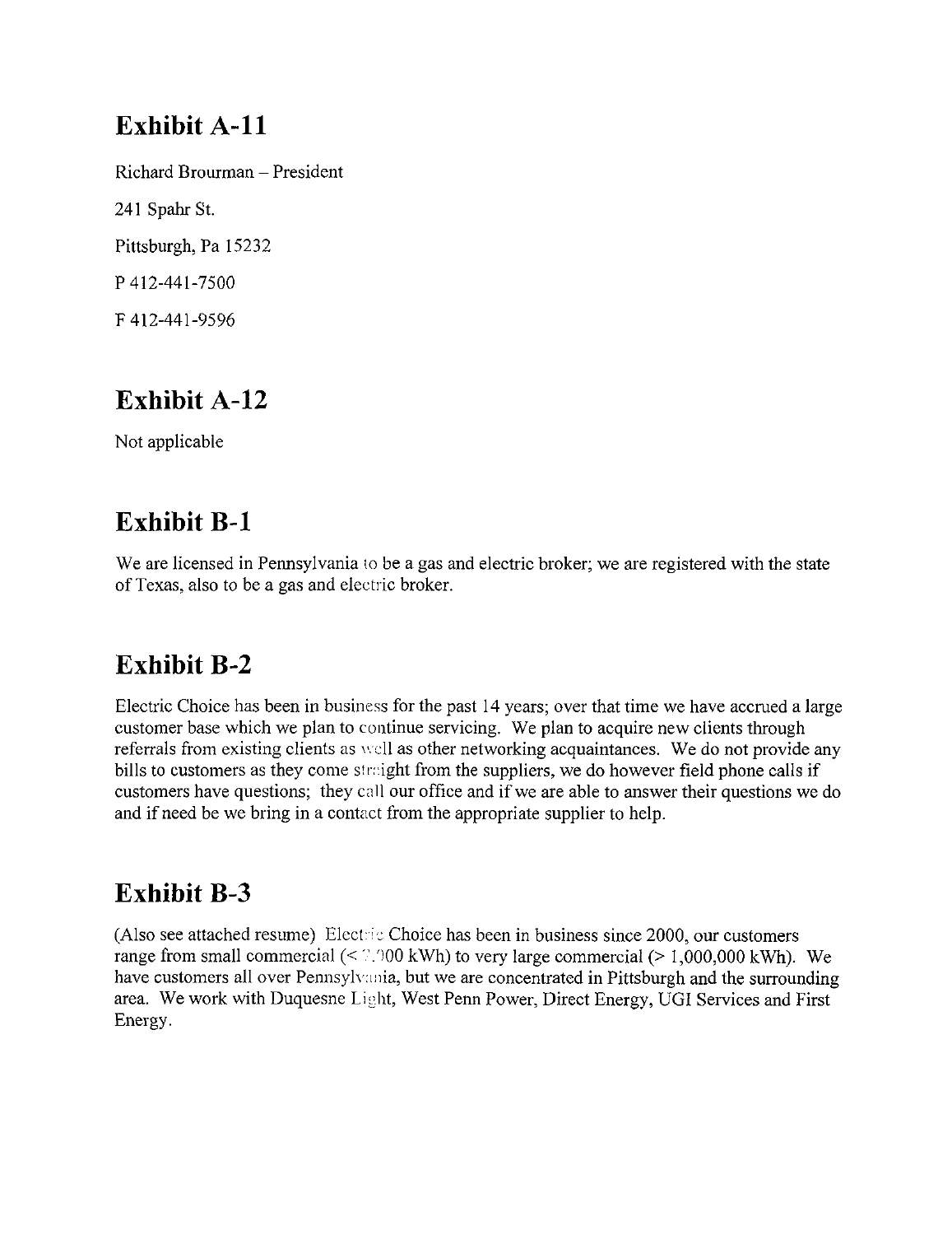# Exhibit A-11

Richard Brourman – President

241 Spahr St.

Pittsburgh, Pa 15232

P 412-441-7500

F 412-441-9596

# Exhibit A-12

Not applicable

# Exhibit B-1

We are licensed in Pennsylvania to be a gas and electric broker; we are registered with the state of Texas, also to be a gas and electric broker.

# Exhibit B-2

Electric Choice has been in business for the past 14 years; over that time we have accrued a large customer base which we plan to continue servicing. We plan to acquire new clients through referrals from existing clients as well as other networking acquaintances. We do not provide any bills to customers as they come straight from the suppliers, we do however field phone calls if customers have questions; they call our office and if we are able to answer their questions we do and if need be we bring in a contact from the appropriate supplier to help.

# Exhibit B-3

(Also see attached resume) Electric Choice has been in business since 2000, our customers range from small commercial (< 7,000 kWh) to very large commercial (> 1,000,000 kWh). We have customers all over Pennsylvania, but we are concentrated in Pittsburgh and the surrounding area. We work with Duquesne Light, West Penn Power, Direct Energy, UGI Services and First Energy.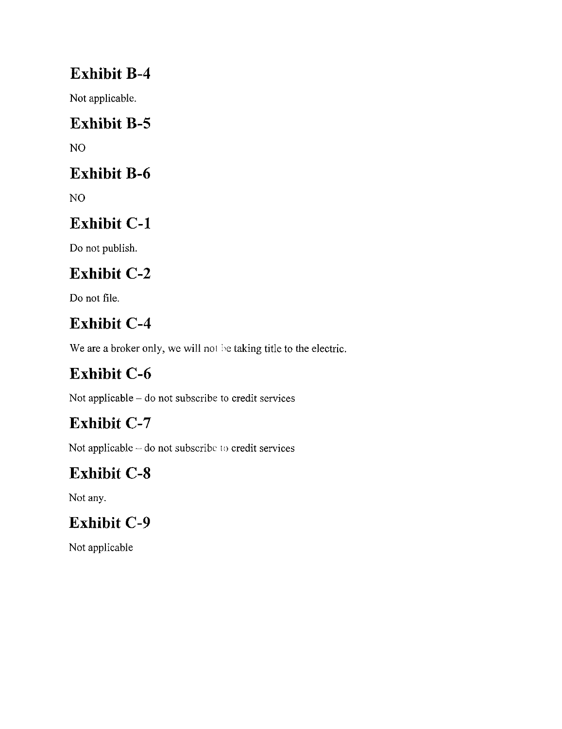## Exhibit B-4

Not applicable.

## Exhibit B-5

NO

## Exhibit B-6

NO

## Exhibit C-1

Do not publish.

## Exhibit C-2

Do not file.

## Exhibit C-4

We are a broker only, we will not be taking title to the electric.

## Exhibit C-6

Not applicable – do not subscribe to credit services

## Exhibit C-7

Not applicable – do not subscribe to credit services

## Exhibit C-8

Not any.

## Exhibit C-9

Not applicable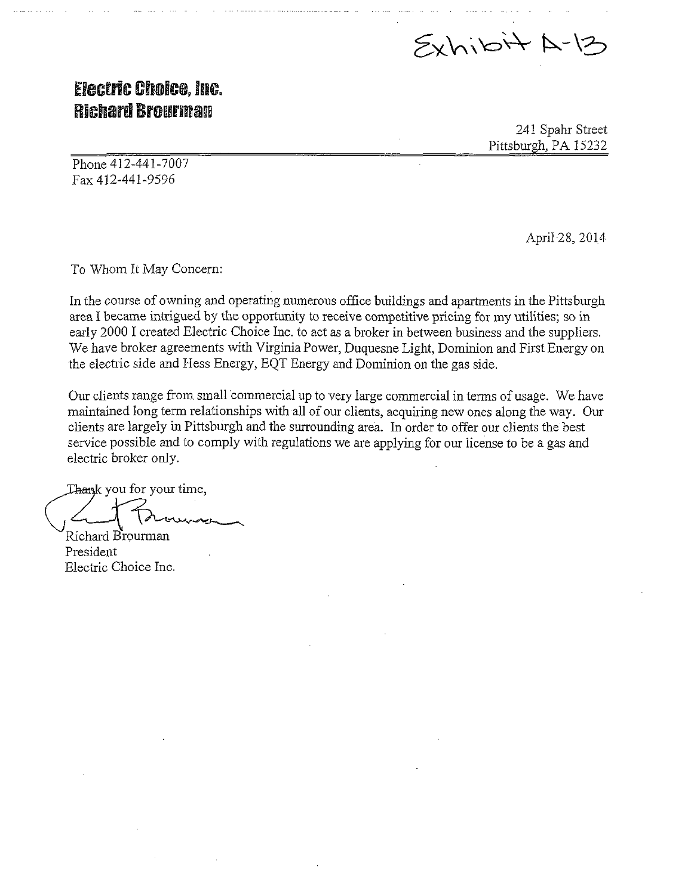Exhibit A-13

**Electric Choice, Inc.**
**Richard Brourman**

241 Spahr Street
Pittsburgh, PA 15232

Phone 412-441-7007
Fax 412-441-9596

April 28, 2014

To Whom It May Concern:

In the course of owning and operating numerous office buildings and apartments in the Pittsburgh area I became intrigued by the opportunity to receive competitive pricing for my utilities; so in early 2000 I created Electric Choice Inc. to act as a broker in between business and the suppliers. We have broker agreements with Virginia Power, Duquesne Light, Dominion and First Energy on the electric side and Hess Energy, EQT Energy and Dominion on the gas side.

Our clients range from small commercial up to very large commercial in terms of usage. We have maintained long term relationships with all of our clients, acquiring new ones along the way. Our clients are largely in Pittsburgh and the surrounding area. In order to offer our clients the best service possible and to comply with regulations we are applying for our license to be a gas and electric broker only.

Thank you for your time,

Richard Brourman
President
Electric Choice Inc.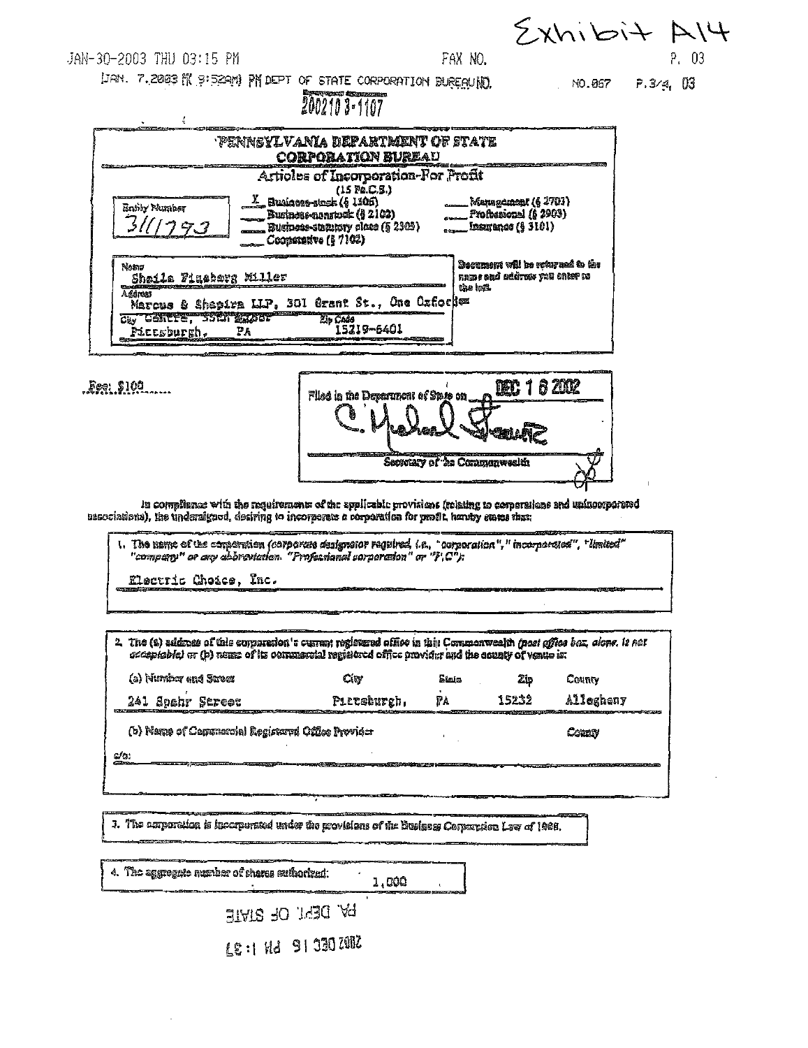Exhibit A14

JAN-30-2003 THU 03:15 PM FAX NO. P. 03

JAN. 7.2003 9:52AM PM DEPT OF STATE CORPORATION BUREAU NO. NO.867 P.3/4, 03

2002103-1107

# PENNSYLVANIA DEPARTMENT OF STATE
## CORPORATION BUREAU

### Articles of Incorporation-For Profit
(15 Pa.C.S.)

Entity Number: 3111793

X Business-stock (§ 1306)
___ Business-nonstock (§ 2102)
___ Business-statutory close (§ 2303)
___ Cooperative (§ 7102)
___ Management (§ 2703)
___ Professional (§ 2903)
___ Insurance (§ 3101)

Name: Sheila Fineberg Miller
Address: Marcus & Shapira LLP, 301 Grant St., One Oxford Centre, 35th Floor
City: Pittsburgh, PA  Zip Code: 15219-6401

Document will be returned to the name and address you enter to the left.

Fee: $100

Filed in the Department of State on DEC 16 2002

Secretary of the Commonwealth

In compliance with the requirements of the applicable provisions (relating to corporations and unincorporated associations), the undersigned, desiring to incorporate a corporation for profit, hereby states that:

1. The name of the corporation (corporate designator required, i.e., "corporation", "incorporated", "limited" "company" or any abbreviation. "Professional corporation" or "P.C."):

Electric Choice, Inc.

2. The (a) address of this corporation's current registered office in this Commonwealth (post office box, alone, is not acceptable) or (b) name of its commercial registered office provider and the county of venue is:

| (a) Number and Street | City | State | Zip | County |
|---|---|---|---|---|
| 241 Spahr Street | Pittsburgh, | PA | 15232 | Allegheny |

(b) Name of Commercial Registered Office Provider  County

c/o:

3. The corporation is incorporated under the provisions of the Business Corporation Law of 1988.

4. The aggregate number of shares authorized: 1,000

PA DEPT OF STATE

2002 DEC 16 PM 1:37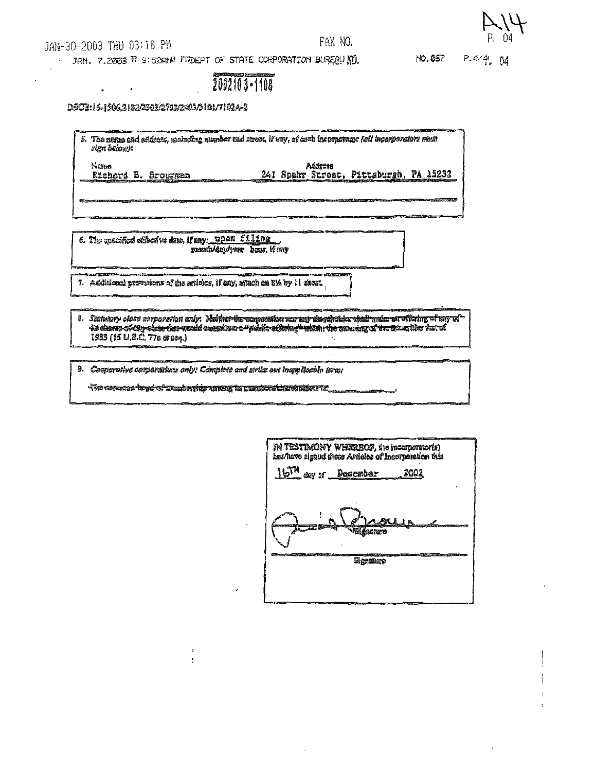2002103-1108

DSCB:15-1306,2102/2303/2703/2503/3101/7102A-2

5. The name and address, including number and street, if any, of each incorporator (all incorporators must sign below):

| Name | Address |
|---|---|
| Richard E. Brosman | 241 Spahr Street, Pittsburgh, PA 15232 |

6. The specified effective date, if any: upon filing
month/day/year hour, if any

7. Additional provisions of the articles, if any, attach an 8½ by 11 sheet.

8. *Statutory close corporation only:* ~~Neither the corporation nor any shareholder shall make an offering of any of its shares of any class that would constitute a "public offering" within the meaning of the Securities Act of~~ 1933 (15 U.S.C. 77a et seq.)

9. *Cooperative corporations only: Complete and strike out inapplicable term:*

~~The common bond of membership among its members/shareholders is:~~ ______

IN TESTIMONY WHEREOF, the incorporator(s) has/have signed these Articles of Incorporation this 16TH day of December 2002

Signature

Signature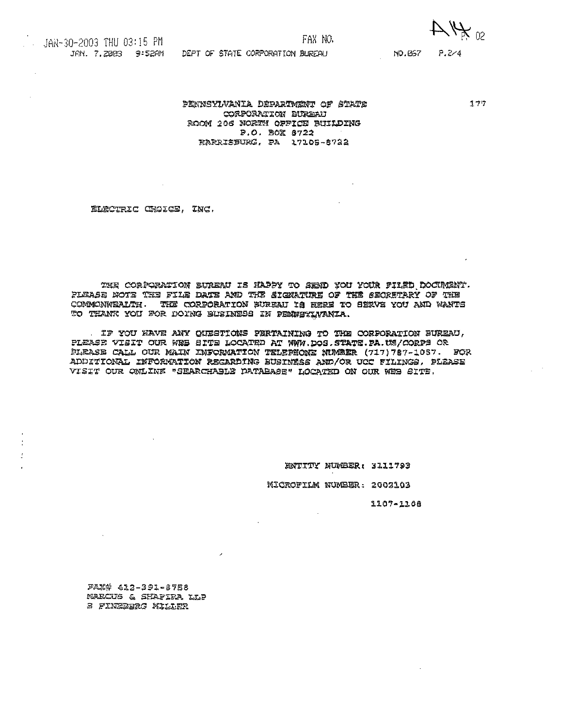JAN-30-2003 THU 03:15 PM FAX NO. A14 P. 02

JAN. 7.2003 9:52AM DEPT OF STATE CORPORATION BUREAU NO.867 P.2/4

177

PENNSYLVANIA DEPARTMENT OF STATE
CORPORATION BUREAU
ROOM 206 NORTH OFFICE BUILDING
P.O. BOX 8722
HARRISBURG, PA 17105-8722

ELECTRIC CHOICE, INC.

THE CORPORATION BUREAU IS HAPPY TO SEND YOU YOUR FILED DOCUMENT. PLEASE NOTE THE FILE DATE AND THE SIGNATURE OF THE SECRETARY OF THE COMMONWEALTH. THE CORPORATION BUREAU IS HERE TO SERVE YOU AND WANTS TO THANK YOU FOR DOING BUSINESS IN PENNSYLVANIA.

IF YOU HAVE ANY QUESTIONS PERTAINING TO THE CORPORATION BUREAU, PLEASE VISIT OUR WEB SITE LOCATED AT WWW.DOS.STATE.PA.US/CORPS OR PLEASE CALL OUR MAIN INFORMATION TELEPHONE NUMBER (717)787-1057. FOR ADDITIONAL INFORMATION REGARDING BUSINESS AND/OR UCC FILINGS, PLEASE VISIT OUR ONLINE "SEARCHABLE DATABASE" LOCATED ON OUR WEB SITE.

ENTITY NUMBER: 3111793

MICROFILM NUMBER: 2003103

1107-1108

FAX# 412-391-8758
MARCUS & SHAPIRA LLP
S FINEBERG MILLER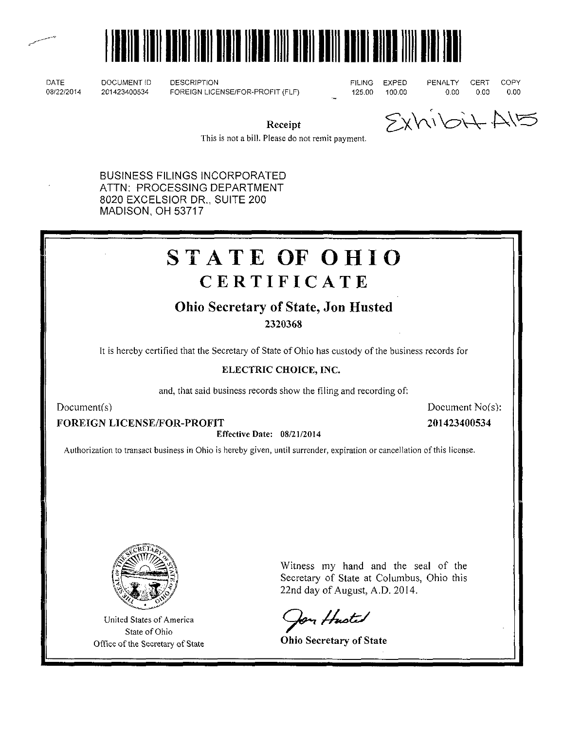| DATE | DOCUMENT ID | DESCRIPTION | FILING | EXPED | PENALTY | CERT | COPY |
|---|---|---|---|---|---|---|---|
| 08/22/2014 | 201423400534 | FOREIGN LICENSE/FOR-PROFIT (FLF) | 125.00 | 100.00 | 0.00 | 0.00 | 0.00 |

**Receipt**

This is not a bill. Please do not remit payment.

Exhibit A15

BUSINESS FILINGS INCORPORATED
ATTN: PROCESSING DEPARTMENT
8020 EXCELSIOR DR., SUITE 200
MADISON, OH 53717

# STATE OF OHIO

## CERTIFICATE

### Ohio Secretary of State, Jon Husted

**2320368**

It is hereby certified that the Secretary of State of Ohio has custody of the business records for

**ELECTRIC CHOICE, INC.**

and, that said business records show the filing and recording of:

| Document(s) | Document No(s): |
|---|---|
| **FOREIGN LICENSE/FOR-PROFIT** | **201423400534** |

**Effective Date: 08/21/2014**

Authorization to transact business in Ohio is hereby given, until surrender, expiration or cancellation of this license.

United States of America
State of Ohio
Office of the Secretary of State

Witness my hand and the seal of the Secretary of State at Columbus, Ohio this 22nd day of August, A.D. 2014.

Jon Husted

**Ohio Secretary of State**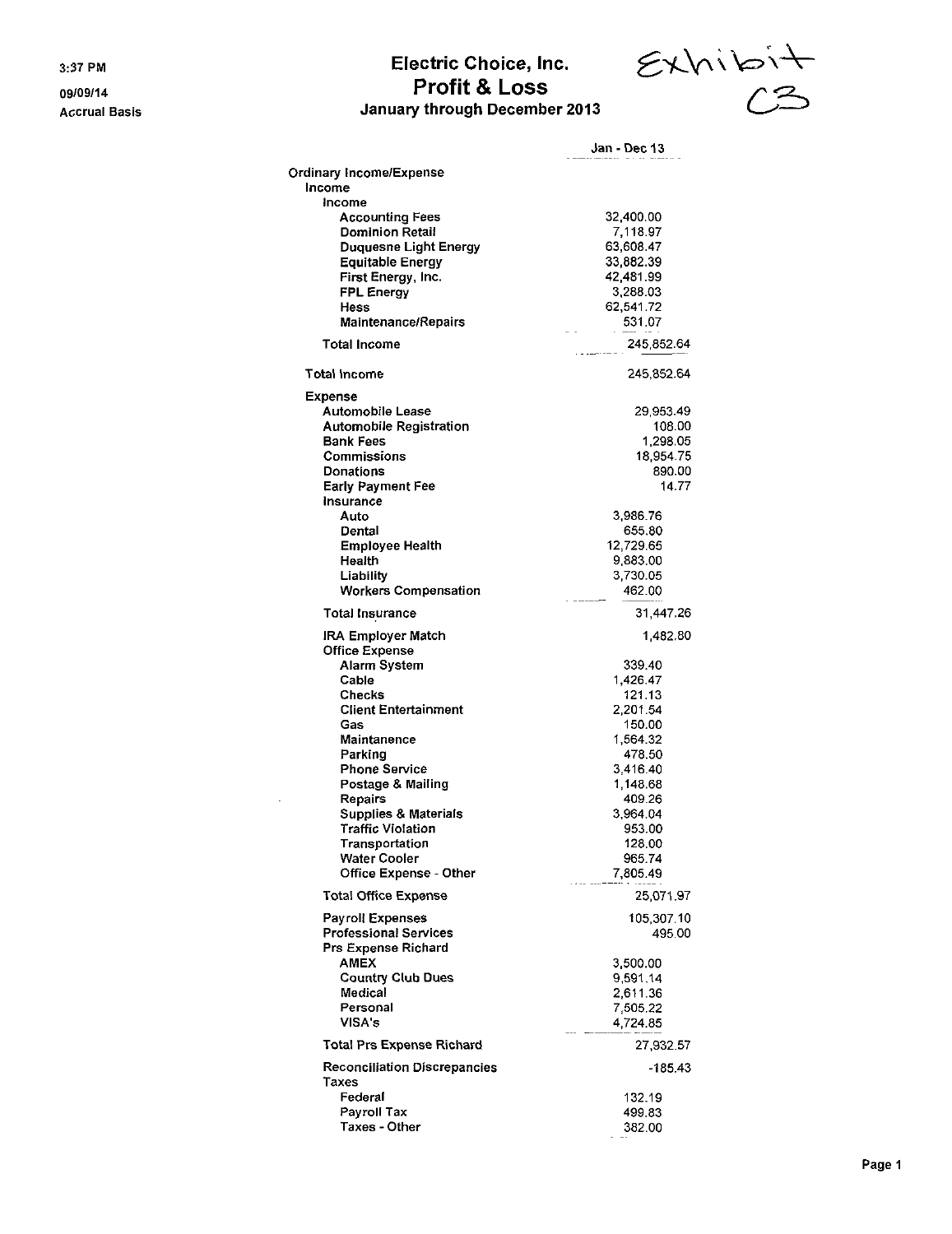3:37 PM

09/09/14

Accrual Basis

# Electric Choice, Inc.
## Profit & Loss
### January through December 2013

Exhibit C3

| | Jan - Dec 13 |
|---|---|
| **Ordinary Income/Expense** | |
| **Income** | |
| **Income** | |
| Accounting Fees | 32,400.00 |
| Dominion Retail | 7,118.97 |
| Duquesne Light Energy | 63,608.47 |
| Equitable Energy | 33,882.39 |
| First Energy, Inc. | 42,481.99 |
| FPL Energy | 3,288.03 |
| Hess | 62,541.72 |
| Maintenance/Repairs | 531.07 |
| **Total Income** | 245,852.64 |
| **Total Income** | 245,852.64 |
| **Expense** | |
| Automobile Lease | 29,953.49 |
| Automobile Registration | 108.00 |
| Bank Fees | 1,298.05 |
| Commissions | 18,954.75 |
| Donations | 890.00 |
| Early Payment Fee | 14.77 |
| **Insurance** | |
| Auto | 3,986.76 |
| Dental | 655.80 |
| Employee Health | 12,729.65 |
| Health | 9,883.00 |
| Liability | 3,730.05 |
| Workers Compensation | 462.00 |
| **Total Insurance** | 31,447.26 |
| IRA Employer Match | 1,482.80 |
| **Office Expense** | |
| Alarm System | 339.40 |
| Cable | 1,426.47 |
| Checks | 121.13 |
| Client Entertainment | 2,201.54 |
| Gas | 150.00 |
| Maintanence | 1,564.32 |
| Parking | 478.50 |
| Phone Service | 3,416.40 |
| Postage & Mailing | 1,148.68 |
| Repairs | 409.26 |
| Supplies & Materials | 3,964.04 |
| Traffic Violation | 953.00 |
| Transportation | 128.00 |
| Water Cooler | 965.74 |
| Office Expense - Other | 7,805.49 |
| **Total Office Expense** | 25,071.97 |
| Payroll Expenses | 105,307.10 |
| Professional Services | 495.00 |
| **Prs Expense Richard** | |
| AMEX | 3,500.00 |
| Country Club Dues | 9,591.14 |
| Medical | 2,611.36 |
| Personal | 7,505.22 |
| VISA's | 4,724.85 |
| **Total Prs Expense Richard** | 27,932.57 |
| Reconciliation Discrepancies | -185.43 |
| **Taxes** | |
| Federal | 132.19 |
| Payroll Tax | 499.83 |
| Taxes - Other | 382.00 |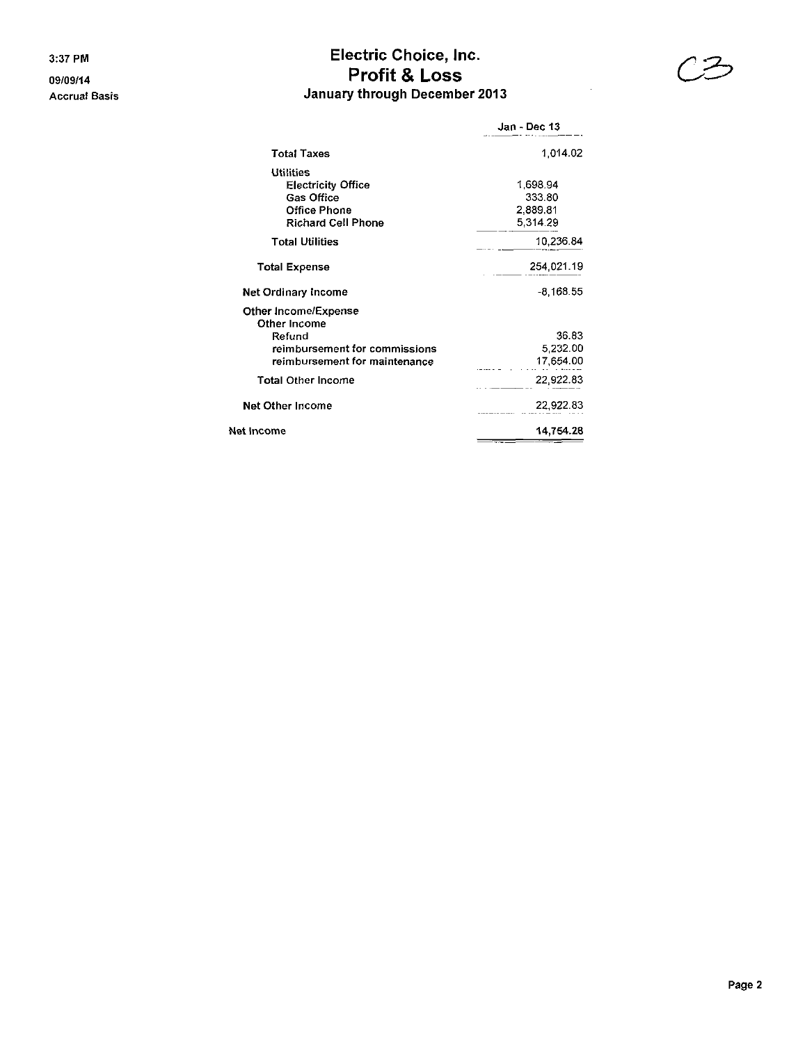3:37 PM

09/09/14

Accrual Basis

# Electric Choice, Inc.
## Profit & Loss
### January through December 2013

C3

| | Jan - Dec 13 |
|---|---|
| Total Taxes | 1,014.02 |
| Utilities | |
| Electricity Office | 1,698.94 |
| Gas Office | 333.80 |
| Office Phone | 2,889.81 |
| Richard Cell Phone | 5,314.29 |
| Total Utilities | 10,236.84 |
| Total Expense | 254,021.19 |
| Net Ordinary Income | -8,168.55 |
| Other Income/Expense | |
| Other Income | |
| Refund | 36.83 |
| reimbursement for commissions | 5,232.00 |
| reimbursement for maintenance | 17,654.00 |
| Total Other Income | 22,922.83 |
| Net Other Income | 22,922.83 |
| Net Income | **14,754.28** |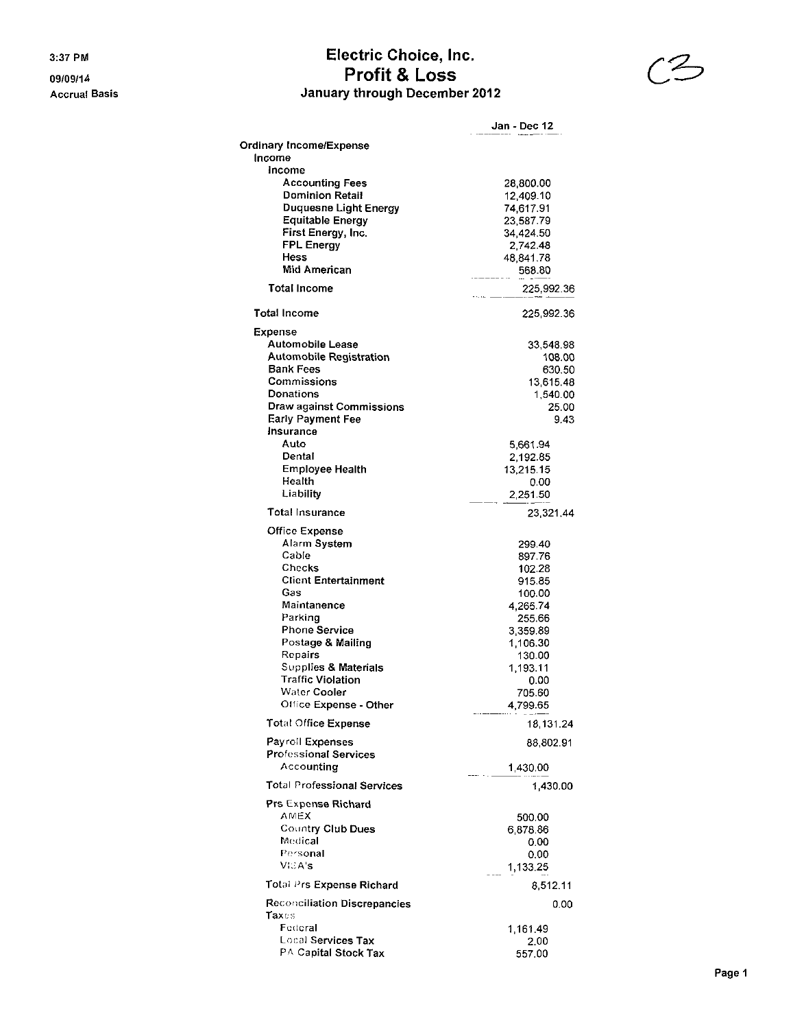3:37 PM
09/09/14
Accrual Basis

# Electric Choice, Inc.
## Profit & Loss
### January through December 2012

C3

| | Jan - Dec 12 |
|---|---|
| **Ordinary Income/Expense** | |
| **Income** | |
| **Income** | |
| Accounting Fees | 28,800.00 |
| Dominion Retail | 12,409.10 |
| Duquesne Light Energy | 74,617.91 |
| Equitable Energy | 23,587.79 |
| First Energy, Inc. | 34,424.50 |
| FPL Energy | 2,742.48 |
| Hess | 48,841.78 |
| Mid American | 568.80 |
| **Total Income** | 225,992.36 |
| **Total Income** | 225,992.36 |
| **Expense** | |
| Automobile Lease | 33,548.98 |
| Automobile Registration | 108.00 |
| Bank Fees | 630.50 |
| Commissions | 13,615.48 |
| Donations | 1,540.00 |
| Draw against Commissions | 25.00 |
| Early Payment Fee | 9.43 |
| Insurance | |
| Auto | 5,661.94 |
| Dental | 2,192.85 |
| Employee Health | 13,215.15 |
| Health | 0.00 |
| Liability | 2,251.50 |
| Total Insurance | 23,321.44 |
| Office Expense | |
| Alarm System | 299.40 |
| Cable | 897.76 |
| Checks | 102.28 |
| Client Entertainment | 915.85 |
| Gas | 100.00 |
| Maintanence | 4,265.74 |
| Parking | 255.66 |
| Phone Service | 3,359.89 |
| Postage & Mailing | 1,106.30 |
| Repairs | 130.00 |
| Supplies & Materials | 1,193.11 |
| Traffic Violation | 0.00 |
| Water Cooler | 705.60 |
| Office Expense - Other | 4,799.65 |
| Total Office Expense | 18,131.24 |
| Payroll Expenses | 88,802.91 |
| Professional Services | |
| Accounting | 1,430.00 |
| Total Professional Services | 1,430.00 |
| Prs Expense Richard | |
| AMEX | 500.00 |
| Country Club Dues | 6,878.86 |
| Medical | 0.00 |
| Personal | 0.00 |
| VISA's | 1,133.25 |
| Total Prs Expense Richard | 8,512.11 |
| Reconciliation Discrepancies | 0.00 |
| Taxes | |
| Federal | 1,161.49 |
| Local Services Tax | 2.00 |
| PA Capital Stock Tax | 557.00 |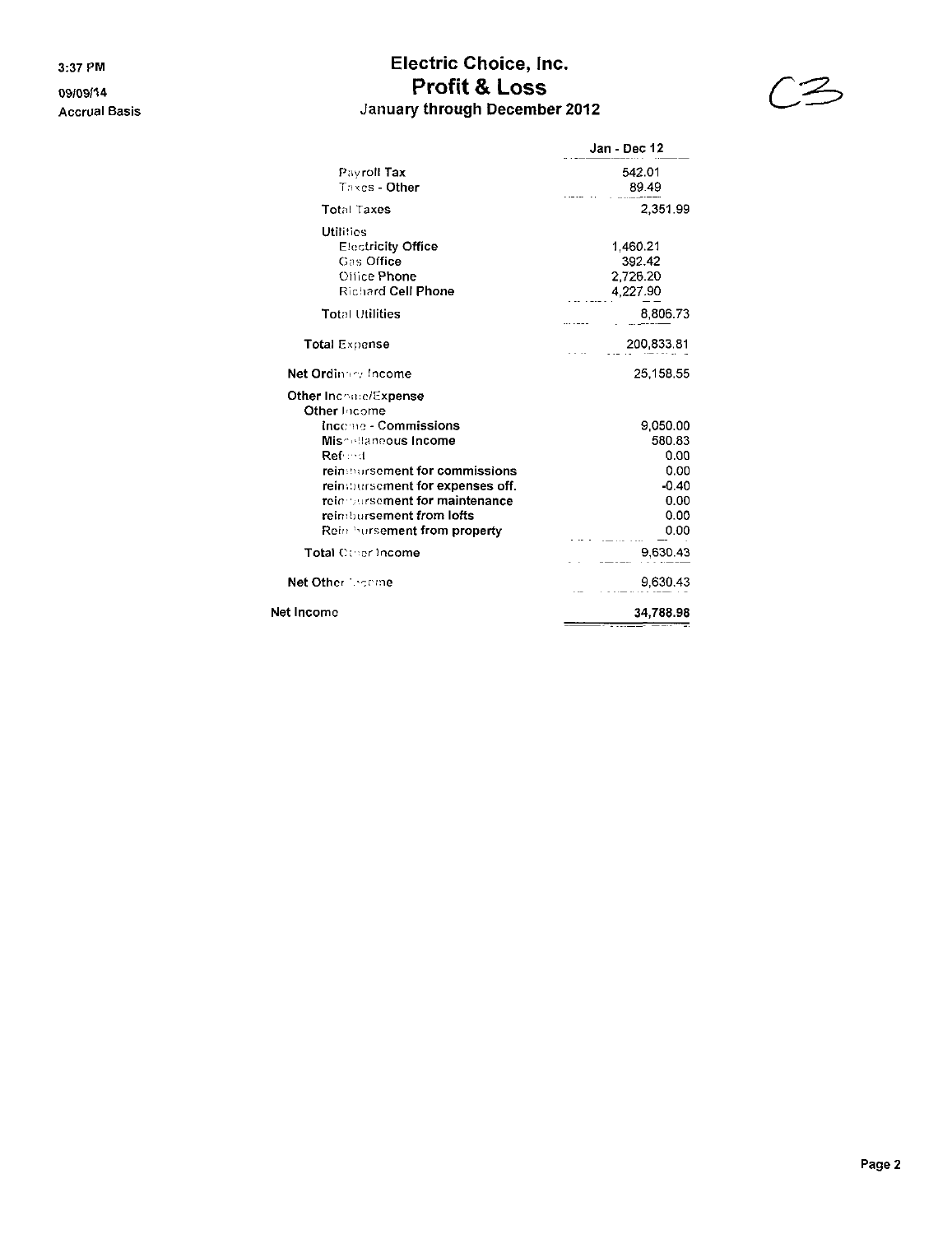3:37 PM

09/09/14

Accrual Basis

# Electric Choice, Inc.
## Profit & Loss
### January through December 2012

C3

| | Jan - Dec 12 |
|---|---|
| Payroll Tax | 542.01 |
| Taxes - Other | 89.49 |
| Total Taxes | 2,351.99 |
| Utilities | |
| Electricity Office | 1,460.21 |
| Gas Office | 392.42 |
| Office Phone | 2,726.20 |
| Richard Cell Phone | 4,227.90 |
| Total Utilities | 8,806.73 |
| Total Expense | 200,833.81 |
| Net Ordinary Income | 25,158.55 |
| Other Income/Expense | |
| Other Income | |
| Income - Commissions | 9,050.00 |
| Miscellaneous Income | 580.83 |
| Refund | 0.00 |
| reimbursement for commissions | 0.00 |
| reimbursement for expenses off. | -0.40 |
| reimbursement for maintenance | 0.00 |
| reimbursement from lofts | 0.00 |
| Reimbursement from property | 0.00 |
| Total Other Income | 9,630.43 |
| Net Other Income | 9,630.43 |
| Net Income | 34,788.98 |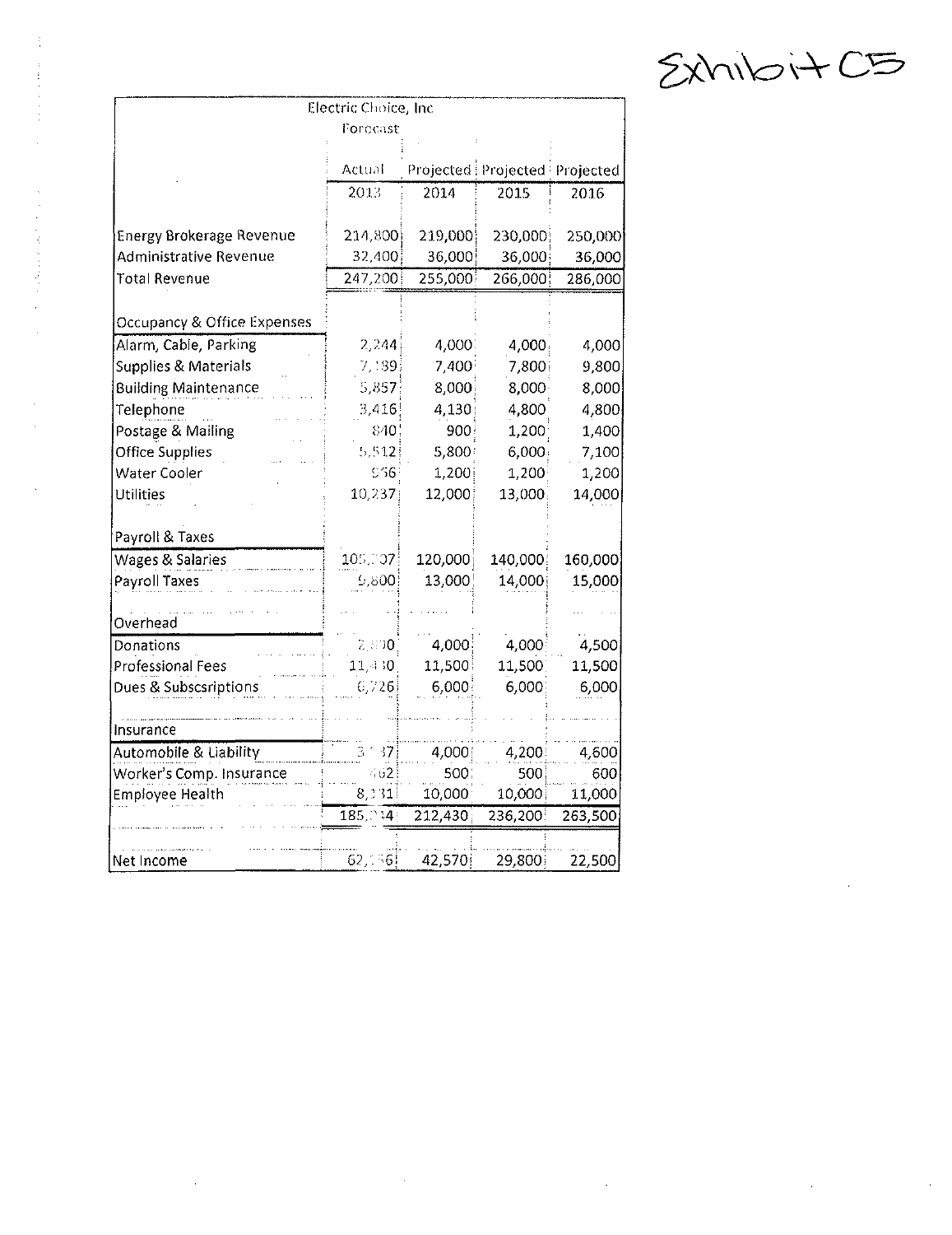Exhibit C5

| Electric Choice, Inc<br>Forecast | | | | |
|---|---|---|---|---|
| | Actual | Projected | Projected | Projected |
| | 2013 | 2014 | 2015 | 2016 |
| Energy Brokerage Revenue | 214,800 | 219,000 | 230,000 | 250,000 |
| Administrative Revenue | 32,400 | 36,000 | 36,000 | 36,000 |
| Total Revenue | 247,200 | 255,000 | 266,000 | 286,000 |
| **Occupancy & Office Expenses** | | | | |
| Alarm, Cable, Parking | 2,244 | 4,000 | 4,000 | 4,000 |
| Supplies & Materials | 7,189 | 7,400 | 7,800 | 9,800 |
| Building Maintenance | 5,857 | 8,000 | 8,000 | 8,000 |
| Telephone | 3,416 | 4,130 | 4,800 | 4,800 |
| Postage & Mailing | 840 | 900 | 1,200 | 1,400 |
| Office Supplies | 5,512 | 5,800 | 6,000 | 7,100 |
| Water Cooler | 956 | 1,200 | 1,200 | 1,200 |
| Utilities | 10,237 | 12,000 | 13,000 | 14,000 |
| **Payroll & Taxes** | | | | |
| Wages & Salaries | 105,?07 | 120,000 | 140,000 | 160,000 |
| Payroll Taxes | 9,800 | 13,000 | 14,000 | 15,000 |
| **Overhead** | | | | |
| Donations | 2,?00 | 4,000 | 4,000 | 4,500 |
| Professional Fees | 11,430 | 11,500 | 11,500 | 11,500 |
| Dues & Subscsriptions | 6,726 | 6,000 | 6,000 | 6,000 |
| **Insurance** | | | | |
| Automobile & Liability | 3,?37 | 4,000 | 4,200 | 4,600 |
| Worker's Comp. Insurance | 462 | 500 | 500 | 600 |
| Employee Health | 8,?31 | 10,000 | 10,000 | 11,000 |
| | 185,?44 | 212,430 | 236,200 | 263,500 |
| Net Income | 62,?56 | 42,570 | 29,800 | 22,500 |